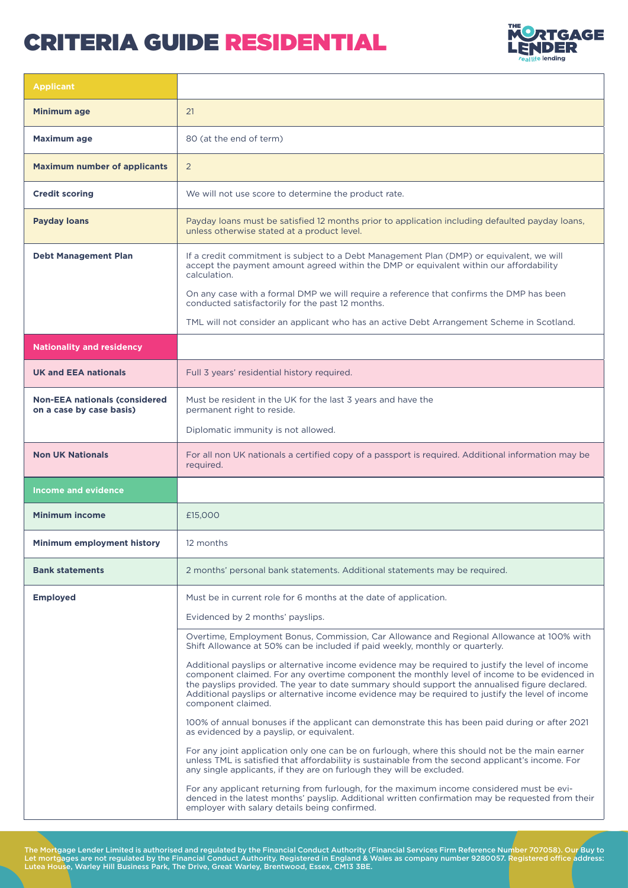# CRITERIA GUIDE RESIDENTIAL

| Applicant | |
|---|---|
| **Minimum age** | 21 |
| **Maximum age** | 80 (at the end of term) |
| **Maximum number of applicants** | 2 |
| **Credit scoring** | We will not use score to determine the product rate. |
| **Payday loans** | Payday loans must be satisfied 12 months prior to application including defaulted payday loans, unless otherwise stated at a product level. |
| **Debt Management Plan** | If a credit commitment is subject to a Debt Management Plan (DMP) or equivalent, we will accept the payment amount agreed within the DMP or equivalent within our affordability calculation.<br><br>On any case with a formal DMP we will require a reference that confirms the DMP has been conducted satisfactorily for the past 12 months.<br><br>TML will not consider an applicant who has an active Debt Arrangement Scheme in Scotland. |
| **Nationality and residency** | |
| **UK and EEA nationals** | Full 3 years' residential history required. |
| **Non-EEA nationals (considered on a case by case basis)** | Must be resident in the UK for the last 3 years and have the permanent right to reside.<br><br>Diplomatic immunity is not allowed. |
| **Non UK Nationals** | For all non UK nationals a certified copy of a passport is required. Additional information may be required. |
| **Income and evidence** | |
| **Minimum income** | £15,000 |
| **Minimum employment history** | 12 months |
| **Bank statements** | 2 months' personal bank statements. Additional statements may be required. |
| **Employed** | Must be in current role for 6 months at the date of application.<br><br>Evidenced by 2 months' payslips.<br><br>Overtime, Employment Bonus, Commission, Car Allowance and Regional Allowance at 100% with Shift Allowance at 50% can be included if paid weekly, monthly or quarterly.<br><br>Additional payslips or alternative income evidence may be required to justify the level of income component claimed. For any overtime component the monthly level of income to be evidenced in the payslips provided. The year to date summary should support the annualised figure declared. Additional payslips or alternative income evidence may be required to justify the level of income component claimed.<br><br>100% of annual bonuses if the applicant can demonstrate this has been paid during or after 2021 as evidenced by a payslip, or equivalent.<br><br>For any joint application only one can be on furlough, where this should not be the main earner unless TML is satisfied that affordability is sustainable from the second applicant's income. For any single applicants, if they are on furlough they will be excluded.<br><br>For any applicant returning from furlough, for the maximum income considered must be evidenced in the latest months' payslip. Additional written confirmation may be requested from their employer with salary details being confirmed. |

The Mortgage Lender Limited is authorised and regulated by the Financial Conduct Authority (Financial Services Firm Reference Number 707058). Our Buy to Let mortgages are not regulated by the Financial Conduct Authority. Registered in England & Wales as company number 9280057. Registered office address: Lutea House, Warley Hill Business Park, The Drive, Great Warley, Brentwood, Essex, CM13 3BE.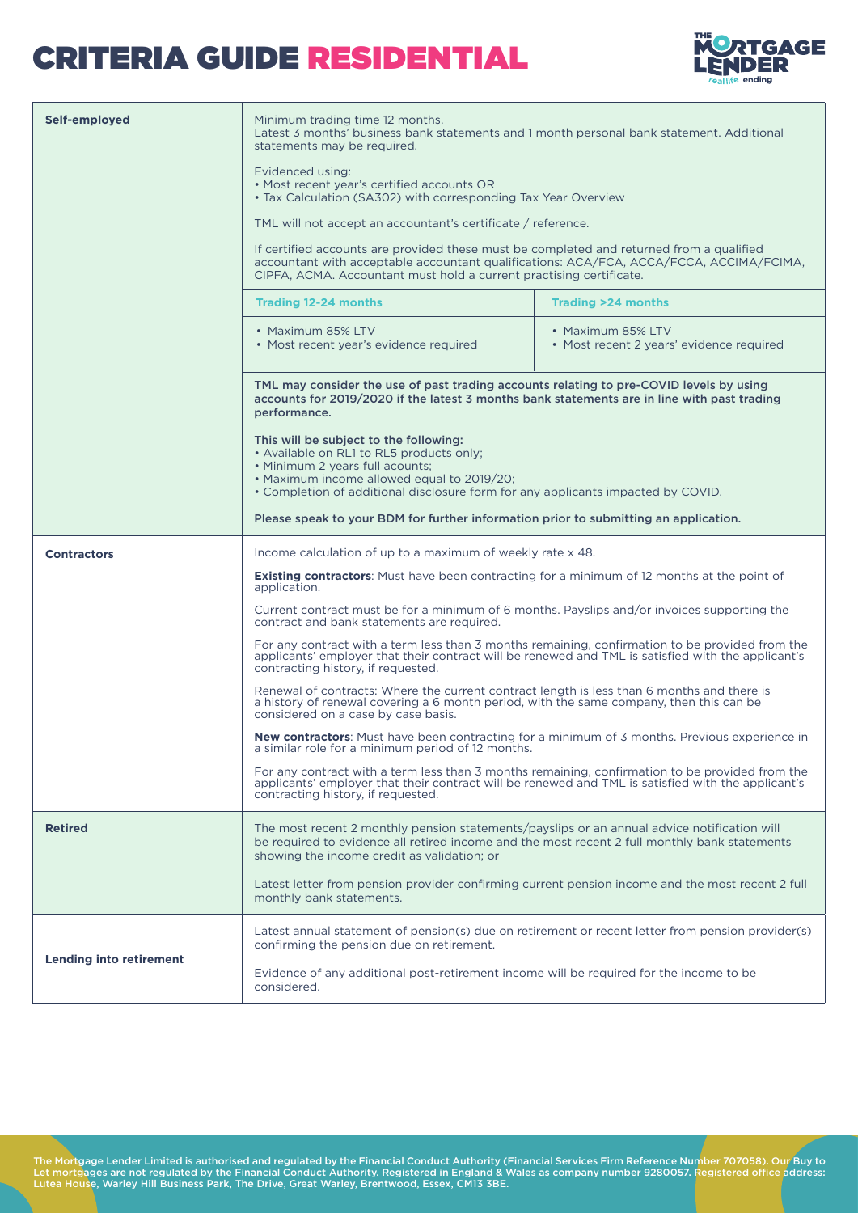# CRITERIA GUIDE RESIDENTIAL

| | | |
|---|---|---|
| **Self-employed** | Minimum trading time 12 months.<br>Latest 3 months' business bank statements and 1 month personal bank statement. Additional statements may be required.<br><br>Evidenced using:<br>• Most recent year's certified accounts OR<br>• Tax Calculation (SA302) with corresponding Tax Year Overview<br><br>TML will not accept an accountant's certificate / reference.<br><br>If certified accounts are provided these must be completed and returned from a qualified accountant with acceptable accountant qualifications: ACA/FCA, ACCA/FCCA, ACCIMA/FCIMA, CIPFA, ACMA. Accountant must hold a current practising certificate. | |
| | **Trading 12-24 months** | **Trading >24 months** |
| | • Maximum 85% LTV<br>• Most recent year's evidence required | • Maximum 85% LTV<br>• Most recent 2 years' evidence required |
| | **TML may consider the use of past trading accounts relating to pre-COVID levels by using accounts for 2019/2020 if the latest 3 months bank statements are in line with past trading performance.**<br><br>**This will be subject to the following:**<br>• Available on RL1 to RL5 products only;<br>• Minimum 2 years full acounts;<br>• Maximum income allowed equal to 2019/20;<br>• Completion of additional disclosure form for any applicants impacted by COVID.<br><br>**Please speak to your BDM for further information prior to submitting an application.** | |
| **Contractors** | Income calculation of up to a maximum of weekly rate x 48.<br><br>**Existing contractors**: Must have been contracting for a minimum of 12 months at the point of application.<br><br>Current contract must be for a minimum of 6 months. Payslips and/or invoices supporting the contract and bank statements are required.<br><br>For any contract with a term less than 3 months remaining, confirmation to be provided from the applicants' employer that their contract will be renewed and TML is satisfied with the applicant's contracting history, if requested.<br><br>Renewal of contracts: Where the current contract length is less than 6 months and there is a history of renewal covering a 6 month period, with the same company, then this can be considered on a case by case basis.<br><br>**New contractors**: Must have been contracting for a minimum of 3 months. Previous experience in a similar role for a minimum period of 12 months.<br><br>For any contract with a term less than 3 months remaining, confirmation to be provided from the applicants' employer that their contract will be renewed and TML is satisfied with the applicant's contracting history, if requested. | |
| **Retired** | The most recent 2 monthly pension statements/payslips or an annual advice notification will be required to evidence all retired income and the most recent 2 full monthly bank statements showing the income credit as validation; or<br><br>Latest letter from pension provider confirming current pension income and the most recent 2 full monthly bank statements. | |
| **Lending into retirement** | Latest annual statement of pension(s) due on retirement or recent letter from pension provider(s) confirming the pension due on retirement.<br><br>Evidence of any additional post-retirement income will be required for the income to be considered. | |

The Mortgage Lender Limited is authorised and regulated by the Financial Conduct Authority (Financial Services Firm Reference Number 707058). Our Buy to Let mortgages are not regulated by the Financial Conduct Authority. Registered in England & Wales as company number 9280057. Registered office address: Lutea House, Warley Hill Business Park, The Drive, Great Warley, Brentwood, Essex, CM13 3BE.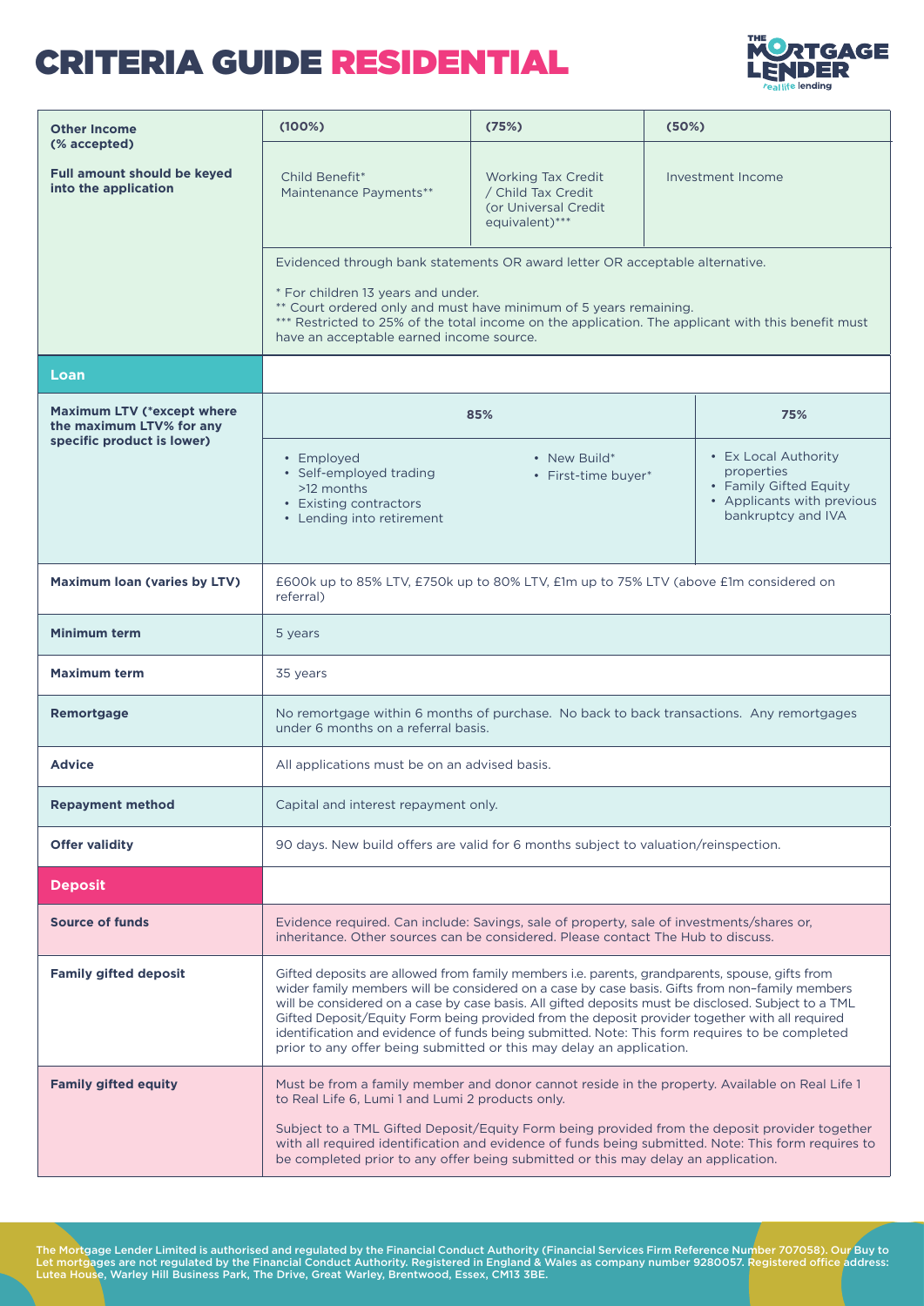# CRITERIA GUIDE RESIDENTIAL

| **Other Income (% accepted)** **Full amount should be keyed into the application** | (100%) | (75%) | (50%) |
|---|---|---|---|
| | Child Benefit* Maintenance Payments** | Working Tax Credit / Child Tax Credit (or Universal Credit equivalent)*** | Investment Income |
| | Evidenced through bank statements OR award letter OR acceptable alternative. * For children 13 years and under. ** Court ordered only and must have minimum of 5 years remaining. *** Restricted to 25% of the total income on the application. The applicant with this benefit must have an acceptable earned income source. | | |

## Loan

| | | | |
|---|---|---|---|
| **Maximum LTV (*except where the maximum LTV% for any specific product is lower)** | 85% | | 75% |
| | • Employed • Self-employed trading >12 months • Existing contractors • Lending into retirement | • New Build* • First-time buyer* | • Ex Local Authority properties • Family Gifted Equity • Applicants with previous bankruptcy and IVA |
| **Maximum loan (varies by LTV)** | £600k up to 85% LTV, £750k up to 80% LTV, £1m up to 75% LTV (above £1m considered on referral) | | |
| **Minimum term** | 5 years | | |
| **Maximum term** | 35 years | | |
| **Remortgage** | No remortgage within 6 months of purchase. No back to back transactions. Any remortgages under 6 months on a referral basis. | | |
| **Advice** | All applications must be on an advised basis. | | |
| **Repayment method** | Capital and interest repayment only. | | |
| **Offer validity** | 90 days. New build offers are valid for 6 months subject to valuation/reinspection. | | |

## Deposit

| | |
|---|---|
| **Source of funds** | Evidence required. Can include: Savings, sale of property, sale of investments/shares or, inheritance. Other sources can be considered. Please contact The Hub to discuss. |
| **Family gifted deposit** | Gifted deposits are allowed from family members i.e. parents, grandparents, spouse, gifts from wider family members will be considered on a case by case basis. Gifts from non–family members will be considered on a case by case basis. All gifted deposits must be disclosed. Subject to a TML Gifted Deposit/Equity Form being provided from the deposit provider together with all required identification and evidence of funds being submitted. Note: This form requires to be completed prior to any offer being submitted or this may delay an application. |
| **Family gifted equity** | Must be from a family member and donor cannot reside in the property. Available on Real Life 1 to Real Life 6, Lumi 1 and Lumi 2 products only. Subject to a TML Gifted Deposit/Equity Form being provided from the deposit provider together with all required identification and evidence of funds being submitted. Note: This form requires to be completed prior to any offer being submitted or this may delay an application. |

The Mortgage Lender Limited is authorised and regulated by the Financial Conduct Authority (Financial Services Firm Reference Number 707058). Our Buy to Let mortgages are not regulated by the Financial Conduct Authority. Registered in England & Wales as company number 9280057. Registered office address: Lutea House, Warley Hill Business Park, The Drive, Great Warley, Brentwood, Essex, CM13 3BE.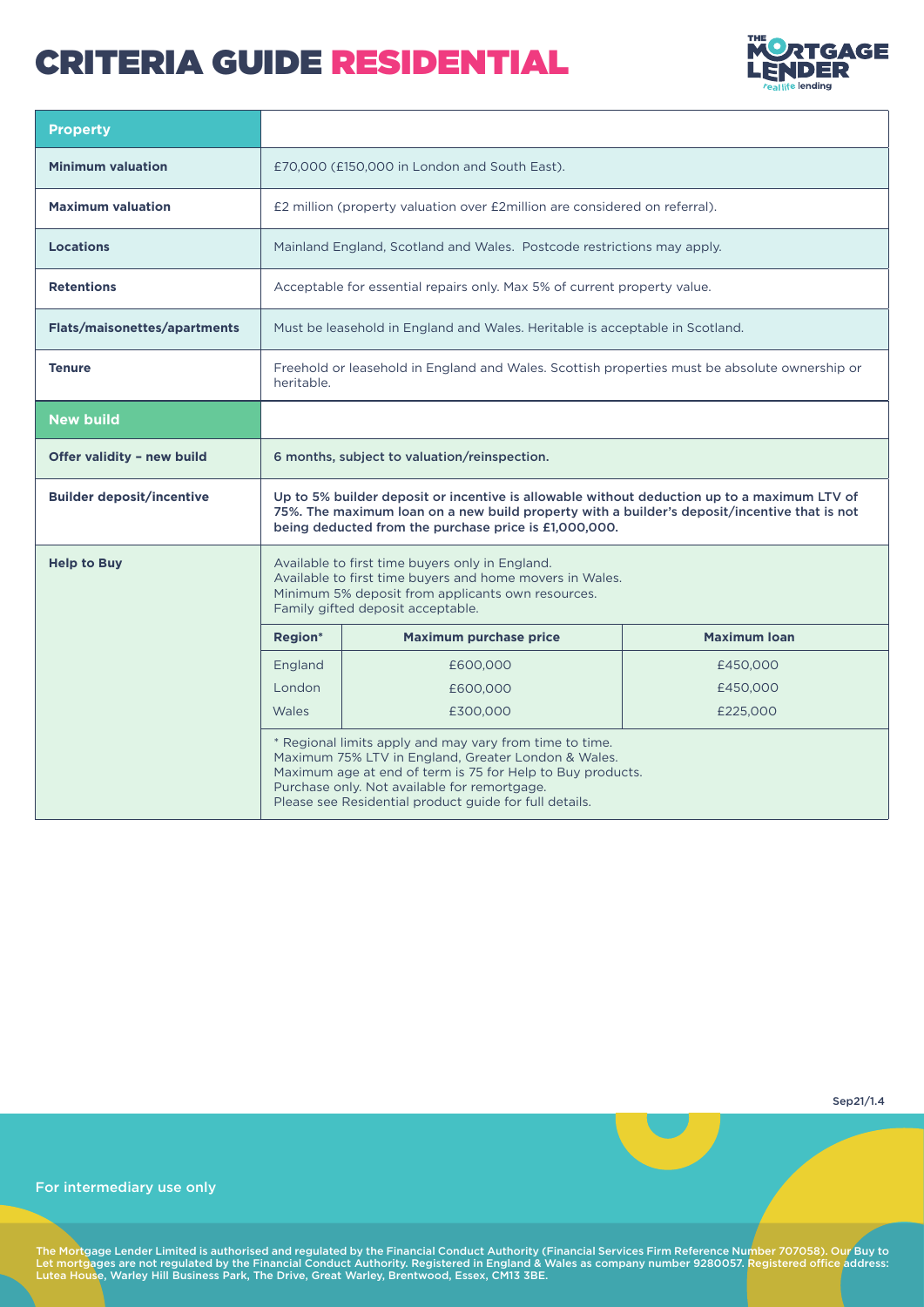# CRITERIA GUIDE RESIDENTIAL

| | |
|---|---|
| **Property** | |
| **Minimum valuation** | £70,000 (£150,000 in London and South East). |
| **Maximum valuation** | £2 million (property valuation over £2million are considered on referral). |
| **Locations** | Mainland England, Scotland and Wales. Postcode restrictions may apply. |
| **Retentions** | Acceptable for essential repairs only. Max 5% of current property value. |
| **Flats/maisonettes/apartments** | Must be leasehold in England and Wales. Heritable is acceptable in Scotland. |
| **Tenure** | Freehold or leasehold in England and Wales. Scottish properties must be absolute ownership or heritable. |
| **New build** | |
| **Offer validity – new build** | **6 months, subject to valuation/reinspection.** |
| **Builder deposit/incentive** | **Up to 5% builder deposit or incentive is allowable without deduction up to a maximum LTV of 75%. The maximum loan on a new build property with a builder's deposit/incentive that is not being deducted from the purchase price is £1,000,000.** |
| **Help to Buy** | Available to first time buyers only in England.<br>Available to first time buyers and home movers in Wales.<br>Minimum 5% deposit from applicants own resources.<br>Family gifted deposit acceptable. |

**Help to Buy**

| Region* | Maximum purchase price | Maximum loan |
|---|---|---|
| England | £600,000 | £450,000 |
| London | £600,000 | £450,000 |
| Wales | £300,000 | £225,000 |

\* Regional limits apply and may vary from time to time.
Maximum 75% LTV in England, Greater London & Wales.
Maximum age at end of term is 75 for Help to Buy products.
Purchase only. Not available for remortgage.
Please see Residential product guide for full details.

Sep21/1.4

For intermediary use only

The Mortgage Lender Limited is authorised and regulated by the Financial Conduct Authority (Financial Services Firm Reference Number 707058). Our Buy to Let mortgages are not regulated by the Financial Conduct Authority. Registered in England & Wales as company number 9280057. Registered office address: Lutea House, Warley Hill Business Park, The Drive, Great Warley, Brentwood, Essex, CM13 3BE.